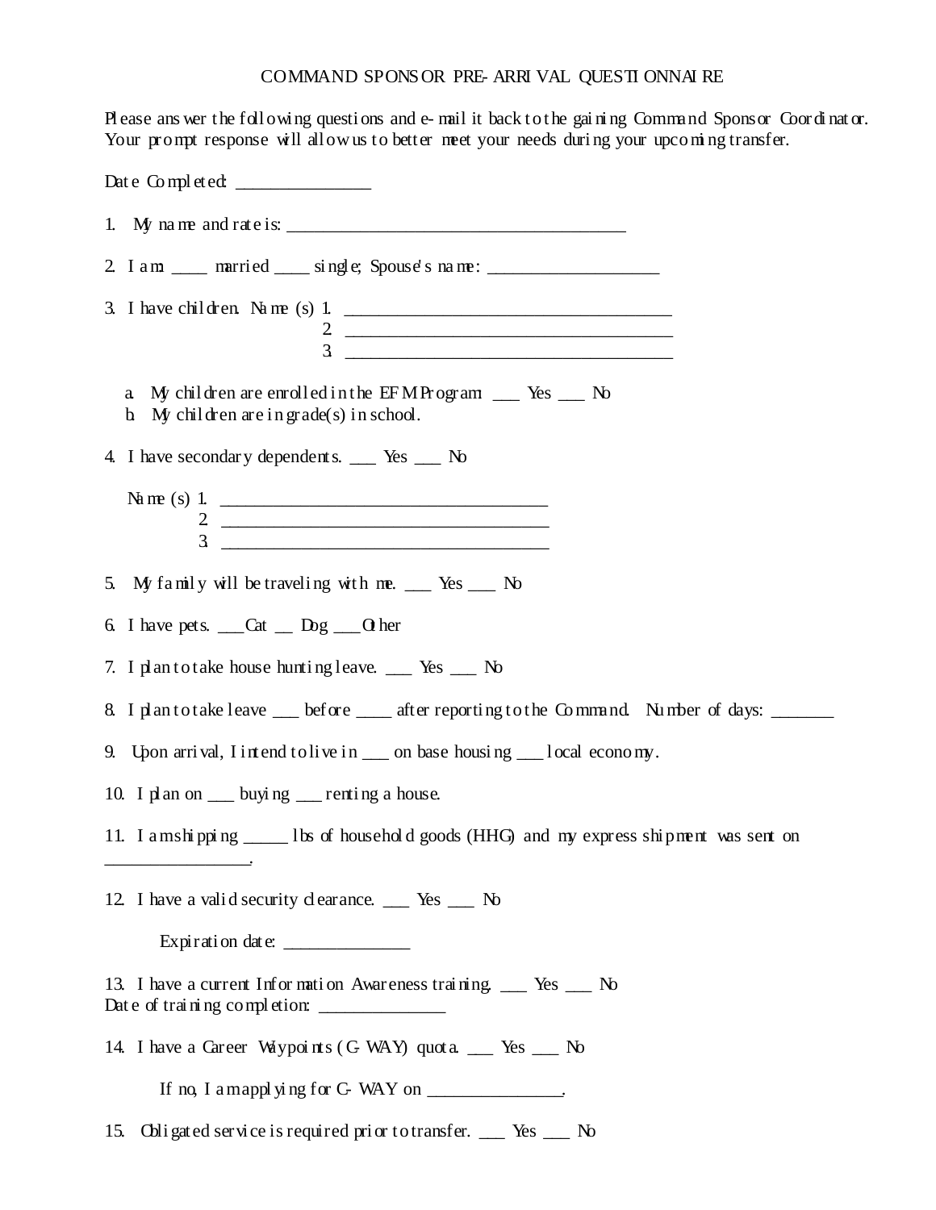# COMMAND SPONSOR PRE-ARRIVAL QUESTIONNAIRE

Please answer the following questions and e-mail it back to the gaining Command Sponsor Coordinator. Your prompt response will allow us to better meet your needs during your upcoming transfer.

Date Completed: _______________

1. My name and rate is: _______________________________________

2. I am: ____ married ____ single; Spouse's name: ___________________

3. I have children. Name (s) 1. _____________________________________
   2. _____________________________________
   3. _____________________________________

   a. My children are enrolled in the EFM Program: ___ Yes ___ No
   b. My children are in grade(s) in school.

4. I have secondary dependents. ___ Yes ___ No

   Name (s) 1. _____________________________________
   2. _____________________________________
   3. _____________________________________

5. My family will be traveling with me. ___ Yes ___ No

6. I have pets. ___Cat __ Dog ___Other

7. I plan to take house hunting leave. ___ Yes ___ No

8. I plan to take leave ___ before ____ after reporting to the Command. Number of days: _______

9. Upon arrival, I intend to live in ___ on base housing ___ local economy.

10. I plan on ___ buying ___ renting a house.

11. I am shipping _____ lbs of household goods (HHG) and my express shipment was sent on ________________.

12. I have a valid security clearance. ___ Yes ___ No

    Expiration date: ______________

13. I have a current Information Awareness training. ___ Yes ___ No
    Date of training completion: ______________

14. I have a Career Waypoints (C-WAY) quota. ___ Yes ___ No

    If no, I am applying for C-WAY on _______________.

15. Obligated service is required prior to transfer. ___ Yes ___ No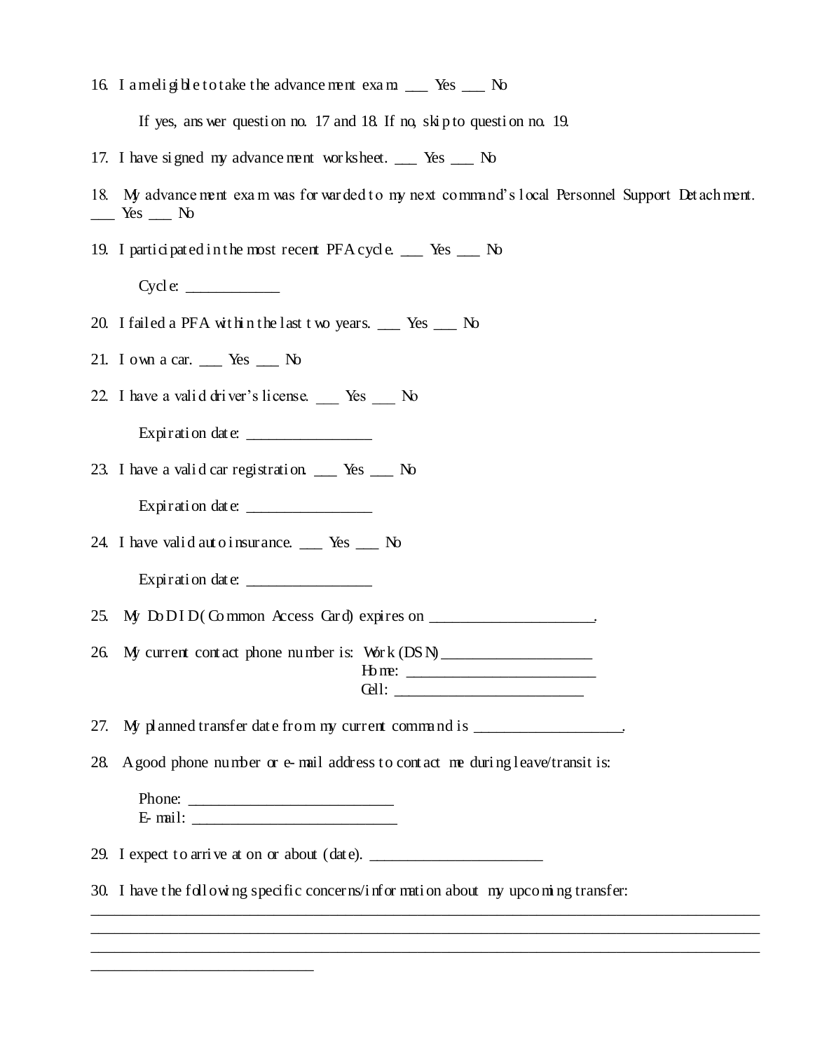16. I am eligible to take the advancement exam. ___ Yes ___ No

    If yes, answer question no. 17 and 18. If no, skip to question no. 19.

17. I have signed my advancement worksheet. ___ Yes ___ No

18. My advancement exam was forwarded to my next command's local Personnel Support Detachment. ___ Yes ___ No

19. I participated in the most recent PFA cycle. ___ Yes ___ No

    Cycle: ____________

20. I failed a PFA within the last two years. ___ Yes ___ No

21. I own a car. ___ Yes ___ No

22. I have a valid driver's license. ___ Yes ___ No

    Expiration date: ________________

23. I have a valid car registration. ___ Yes ___ No

    Expiration date: ________________

24. I have valid auto insurance. ___ Yes ___ No

    Expiration date: ________________

25. My DoD ID (Common Access Card) expires on ______________________.

26. My current contact phone number is: Work (DSN) ____________________
    Home: _________________________
    Cell: _________________________

27. My planned transfer date from my current command is ___________________.

28. A good phone number or e-mail address to contact me during leave/transit is:

    Phone: __________________________
    E-mail: __________________________

29. I expect to arrive at on or about (date). _______________________

30. I have the following specific concerns/information about my upcoming transfer:

________________________________________________________________________________
________________________________________________________________________________
________________________________________________________________________________
______________________________